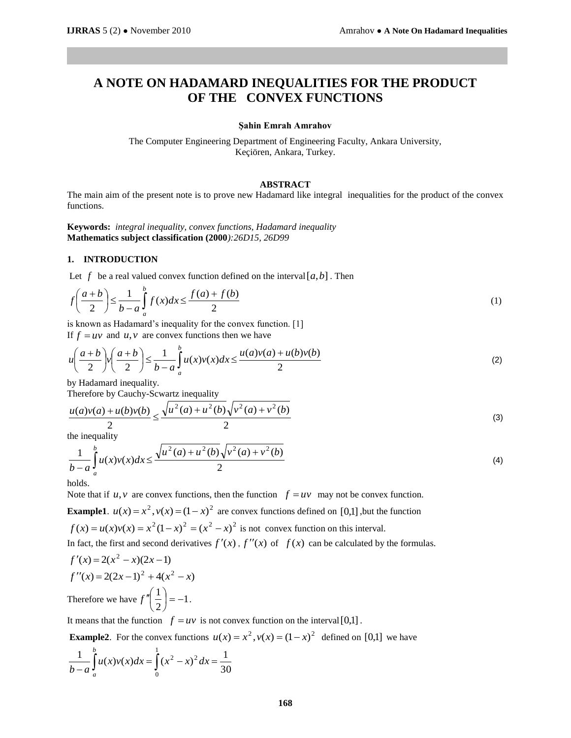# A NOTE ON HADAMARD INEQUALITIES FOR THE PRODUCT OF THE CONVEX FUNCTIONS

**Şahin Emrah Amrahov**

The Computer Engineering Department of Engineering Faculty, Ankara University, Keçiören, Ankara, Turkey.

## ABSTRACT

The main aim of the present note is to prove new Hadamard like integral inequalities for the product of the convex functions.

**Keywords:** *integral inequality, convex functions, Hadamard inequality*
**Mathematics subject classification (2000***):26D15, 26D99*

### 1. INTRODUCTION

Let $f$ be a real valued convex function defined on the interval $[a,b]$. Then

$$f\left(\frac{a+b}{2}\right) \leq \frac{1}{b-a}\int_a^b f(x)dx \leq \frac{f(a)+f(b)}{2} \tag{1}$$

is known as Hadamard's inequality for the convex function. [1]

If $f = uv$ and $u, v$ are convex functions then we have

$$u\left(\frac{a+b}{2}\right)v\left(\frac{a+b}{2}\right) \leq \frac{1}{b-a}\int_a^b u(x)v(x)dx \leq \frac{u(a)v(a)+u(b)v(b)}{2} \tag{2}$$

by Hadamard inequality.

Therefore by Cauchy-Scwartz inequality

$$\frac{u(a)v(a)+u(b)v(b)}{2} \leq \frac{\sqrt{u^2(a)+u^2(b)}\sqrt{v^2(a)+v^2(b)}}{2} \tag{3}$$

the inequality

$$\frac{1}{b-a}\int_a^b u(x)v(x)dx \leq \frac{\sqrt{u^2(a)+u^2(b)}\sqrt{v^2(a)+v^2(b)}}{2} \tag{4}$$

holds.

Note that if $u, v$ are convex functions, then the function $f = uv$ may not be convex function.

**Example1**. $u(x) = x^2, v(x) = (1-x)^2$ are convex functions defined on $[0,1]$,but the function

$f(x) = u(x)v(x) = x^2(1-x)^2 = (x^2 - x)^2$ is not convex function on this interval.

In fact, the first and second derivatives $f'(x)$, $f''(x)$ of $f(x)$ can be calculated by the formulas.

$$f'(x) = 2(x^2 - x)(2x-1)$$

$$f''(x) = 2(2x-1)^2 + 4(x^2 - x)$$

Therefore we have $f''\left(\frac{1}{2}\right) = -1$.

It means that the function $f = uv$ is not convex function on the interval $[0,1]$.

**Example2**. For the convex functions $u(x) = x^2, v(x) = (1-x)^2$ defined on $[0,1]$ we have

$$\frac{1}{b-a}\int_a^b u(x)v(x)dx = \int_0^1 (x^2 - x)^2 dx = \frac{1}{30}$$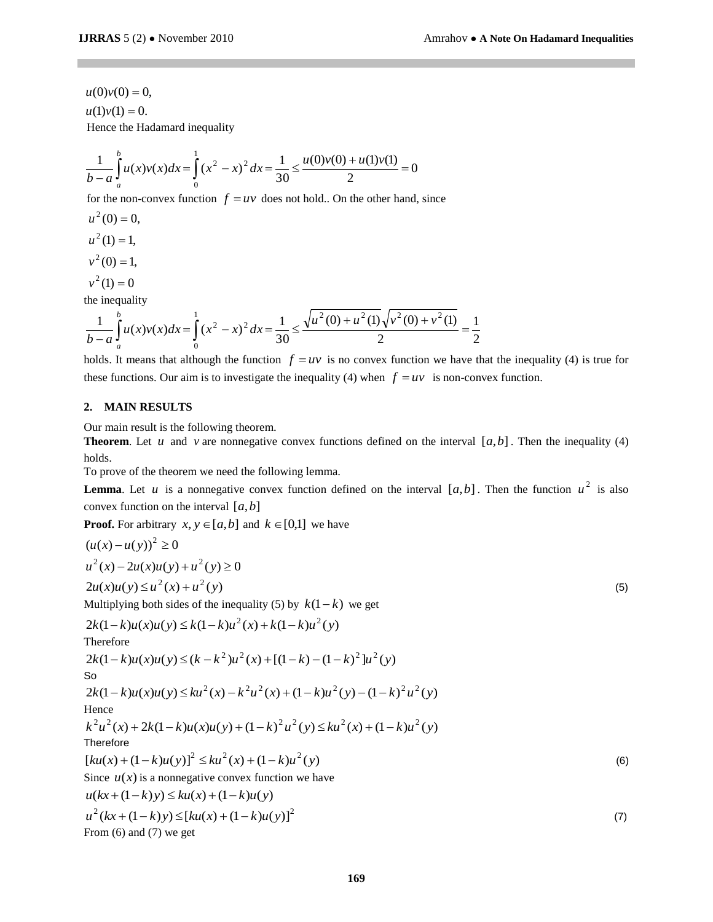$u(0)v(0) = 0,$

$u(1)v(1) = 0.$

Hence the Hadamard inequality

$$\frac{1}{b-a}\int_a^b u(x)v(x)dx = \int_0^1 (x^2 - x)^2 dx = \frac{1}{30} \le \frac{u(0)v(0) + u(1)v(1)}{2} = 0$$

for the non-convex function $f = uv$ does not hold.. On the other hand, since

$u^2(0) = 0,$

$u^2(1) = 1,$

$v^2(0) = 1,$

$v^2(1) = 0$

the inequality

$$\frac{1}{b-a}\int_a^b u(x)v(x)dx = \int_0^1 (x^2 - x)^2 dx = \frac{1}{30} \le \frac{\sqrt{u^2(0) + u^2(1)}\sqrt{v^2(0) + v^2(1)}}{2} = \frac{1}{2}$$

holds. It means that although the function $f = uv$ is no convex function we have that the inequality (4) is true for these functions. Our aim is to investigate the inequality (4) when $f = uv$ is non-convex function.

## 2. MAIN RESULTS

Our main result is the following theorem.

**Theorem**. Let $u$ and $v$ are nonnegative convex functions defined on the interval $[a,b]$. Then the inequality (4) holds.

To prove of the theorem we need the following lemma.

**Lemma**. Let $u$ is a nonnegative convex function defined on the interval $[a,b]$. Then the function $u^2$ is also convex function on the interval $[a,b]$

**Proof.** For arbitrary $x, y \in [a,b]$ and $k \in [0,1]$ we have

$$(u(x) - u(y))^2 \ge 0$$

$$u^2(x) - 2u(x)u(y) + u^2(y) \ge 0$$

$$2u(x)u(y) \le u^2(x) + u^2(y) \tag{5}$$

Multiplying both sides of the inequality (5) by $k(1-k)$ we get

$$2k(1-k)u(x)u(y) \le k(1-k)u^2(x) + k(1-k)u^2(y)$$

Therefore

$$2k(1-k)u(x)u(y) \le (k - k^2)u^2(x) + [(1-k) - (1-k)^2]u^2(y)$$

So

$$2k(1-k)u(x)u(y) \le ku^2(x) - k^2u^2(x) + (1-k)u^2(y) - (1-k)^2u^2(y)$$

Hence

$$k^2u^2(x) + 2k(1-k)u(x)u(y) + (1-k)^2u^2(y) \le ku^2(x) + (1-k)u^2(y)$$

Therefore

$$[ku(x) + (1-k)u(y)]^2 \le ku^2(x) + (1-k)u^2(y) \tag{6}$$

Since $u(x)$ is a nonnegative convex function we have

$$u(kx + (1-k)y) \le ku(x) + (1-k)u(y)$$

$$u^2(kx + (1-k)y) \le [ku(x) + (1-k)u(y)]^2 \tag{7}$$

From (6) and (7) we get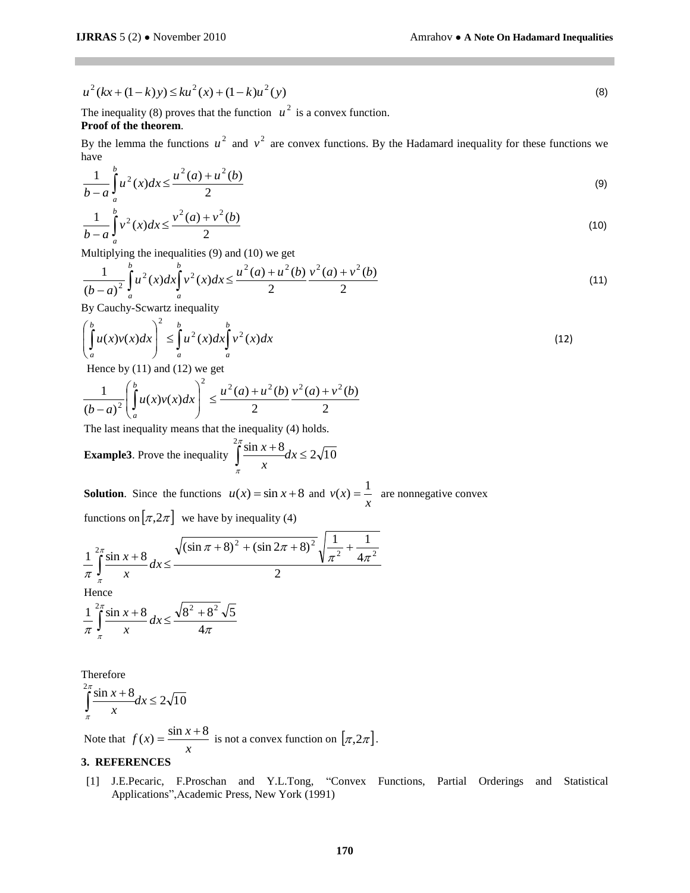$$u^2(kx+(1-k)y) \le ku^2(x)+(1-k)u^2(y) \tag{8}$$

The inequality (8) proves that the function $u^2$ is a convex function.

**Proof of the theorem**.

By the lemma the functions $u^2$ and $v^2$ are convex functions. By the Hadamard inequality for these functions we have

$$\frac{1}{b-a}\int_a^b u^2(x)dx \le \frac{u^2(a)+u^2(b)}{2} \tag{9}$$

$$\frac{1}{b-a}\int_a^b v^2(x)dx \le \frac{v^2(a)+v^2(b)}{2} \tag{10}$$

Multiplying the inequalities (9) and (10) we get

$$\frac{1}{(b-a)^2}\int_a^b u^2(x)dx\int_a^b v^2(x)dx \le \frac{u^2(a)+u^2(b)}{2}\,\frac{v^2(a)+v^2(b)}{2} \tag{11}$$

By Cauchy-Scwartz inequality

$$\left(\int_a^b u(x)v(x)dx\right)^2 \le \int_a^b u^2(x)dx\int_a^b v^2(x)dx \tag{12}$$

Hence by (11) and (12) we get

$$\frac{1}{(b-a)^2}\left(\int_a^b u(x)v(x)dx\right)^2 \le \frac{u^2(a)+u^2(b)}{2}\,\frac{v^2(a)+v^2(b)}{2}$$

The last inequality means that the inequality (4) holds.

**Example3**. Prove the inequality $\displaystyle\int_\pi^{2\pi}\frac{\sin x+8}{x}dx \le 2\sqrt{10}$

**Solution**. Since the functions $u(x)=\sin x+8$ and $v(x)=\dfrac{1}{x}$ are nonnegative convex functions on $[\pi,2\pi]$ we have by inequality (4)

$$\frac{1}{\pi}\int_\pi^{2\pi}\frac{\sin x+8}{x}dx \le \frac{\sqrt{(\sin\pi+8)^2+(\sin 2\pi+8)^2}\sqrt{\dfrac{1}{\pi^2}+\dfrac{1}{4\pi^2}}}{2}$$

Hence

$$\frac{1}{\pi}\int_\pi^{2\pi}\frac{\sin x+8}{x}dx \le \frac{\sqrt{8^2+8^2}\sqrt{5}}{4\pi}$$

Therefore

$$\int_\pi^{2\pi}\frac{\sin x+8}{x}dx \le 2\sqrt{10}$$

Note that $f(x)=\dfrac{\sin x+8}{x}$ is not a convex function on $[\pi,2\pi]$.

## 3. REFERENCES

[1] J.E.Pecaric, F.Proschan and Y.L.Tong, "Convex Functions, Partial Orderings and Statistical Applications",Academic Press, New York (1991)